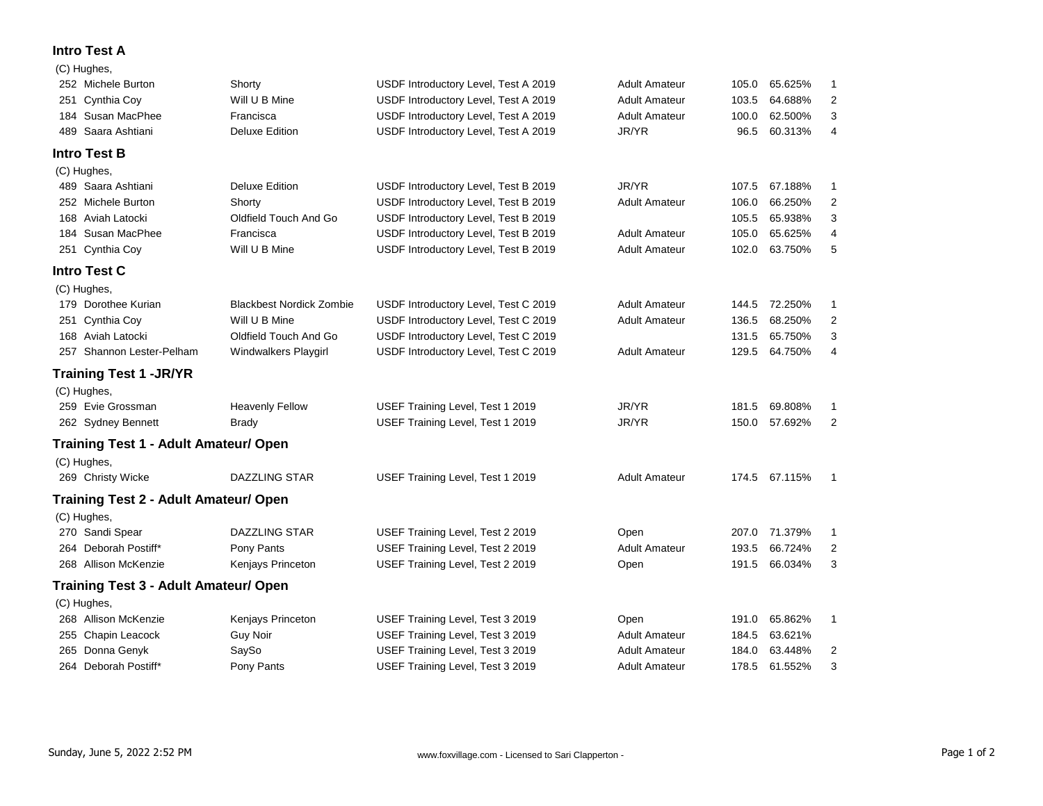## Intro Test A

(C) Hughes,

| No. | Rider | Horse | Test | Division | Score | Percent | Place |
|---|---|---|---|---|---|---|---|
| 252 | Michele Burton | Shorty | USDF Introductory Level, Test A 2019 | Adult Amateur | 105.0 | 65.625% | 1 |
| 251 | Cynthia Coy | Will U B Mine | USDF Introductory Level, Test A 2019 | Adult Amateur | 103.5 | 64.688% | 2 |
| 184 | Susan MacPhee | Francisca | USDF Introductory Level, Test A 2019 | Adult Amateur | 100.0 | 62.500% | 3 |
| 489 | Saara Ashtiani | Deluxe Edition | USDF Introductory Level, Test A 2019 | JR/YR | 96.5 | 60.313% | 4 |

## Intro Test B

(C) Hughes,

| No. | Rider | Horse | Test | Division | Score | Percent | Place |
|---|---|---|---|---|---|---|---|
| 489 | Saara Ashtiani | Deluxe Edition | USDF Introductory Level, Test B 2019 | JR/YR | 107.5 | 67.188% | 1 |
| 252 | Michele Burton | Shorty | USDF Introductory Level, Test B 2019 | Adult Amateur | 106.0 | 66.250% | 2 |
| 168 | Aviah Latocki | Oldfield Touch And Go | USDF Introductory Level, Test B 2019 | | 105.5 | 65.938% | 3 |
| 184 | Susan MacPhee | Francisca | USDF Introductory Level, Test B 2019 | Adult Amateur | 105.0 | 65.625% | 4 |
| 251 | Cynthia Coy | Will U B Mine | USDF Introductory Level, Test B 2019 | Adult Amateur | 102.0 | 63.750% | 5 |

## Intro Test C

(C) Hughes,

| No. | Rider | Horse | Test | Division | Score | Percent | Place |
|---|---|---|---|---|---|---|---|
| 179 | Dorothee Kurian | Blackbest Nordick Zombie | USDF Introductory Level, Test C 2019 | Adult Amateur | 144.5 | 72.250% | 1 |
| 251 | Cynthia Coy | Will U B Mine | USDF Introductory Level, Test C 2019 | Adult Amateur | 136.5 | 68.250% | 2 |
| 168 | Aviah Latocki | Oldfield Touch And Go | USDF Introductory Level, Test C 2019 | | 131.5 | 65.750% | 3 |
| 257 | Shannon Lester-Pelham | Windwalkers Playgirl | USDF Introductory Level, Test C 2019 | Adult Amateur | 129.5 | 64.750% | 4 |

## Training Test 1 -JR/YR

(C) Hughes,

| No. | Rider | Horse | Test | Division | Score | Percent | Place |
|---|---|---|---|---|---|---|---|
| 259 | Evie Grossman | Heavenly Fellow | USEF Training Level, Test 1 2019 | JR/YR | 181.5 | 69.808% | 1 |
| 262 | Sydney Bennett | Brady | USEF Training Level, Test 1 2019 | JR/YR | 150.0 | 57.692% | 2 |

## Training Test 1 - Adult Amateur/ Open

(C) Hughes,

| No. | Rider | Horse | Test | Division | Score | Percent | Place |
|---|---|---|---|---|---|---|---|
| 269 | Christy Wicke | DAZZLING STAR | USEF Training Level, Test 1 2019 | Adult Amateur | 174.5 | 67.115% | 1 |

## Training Test 2 - Adult Amateur/ Open

(C) Hughes,

| No. | Rider | Horse | Test | Division | Score | Percent | Place |
|---|---|---|---|---|---|---|---|
| 270 | Sandi Spear | DAZZLING STAR | USEF Training Level, Test 2 2019 | Open | 207.0 | 71.379% | 1 |
| 264 | Deborah Postiff* | Pony Pants | USEF Training Level, Test 2 2019 | Adult Amateur | 193.5 | 66.724% | 2 |
| 268 | Allison McKenzie | Kenjays Princeton | USEF Training Level, Test 2 2019 | Open | 191.5 | 66.034% | 3 |

## Training Test 3 - Adult Amateur/ Open

(C) Hughes,

| No. | Rider | Horse | Test | Division | Score | Percent | Place |
|---|---|---|---|---|---|---|---|
| 268 | Allison McKenzie | Kenjays Princeton | USEF Training Level, Test 3 2019 | Open | 191.0 | 65.862% | 1 |
| 255 | Chapin Leacock | Guy Noir | USEF Training Level, Test 3 2019 | Adult Amateur | 184.5 | 63.621% | |
| 265 | Donna Genyk | SaySo | USEF Training Level, Test 3 2019 | Adult Amateur | 184.0 | 63.448% | 2 |
| 264 | Deborah Postiff* | Pony Pants | USEF Training Level, Test 3 2019 | Adult Amateur | 178.5 | 61.552% | 3 |

Sunday, June 5, 2022 2:52 PM

www.foxvillage.com - Licensed to Sari Clapperton -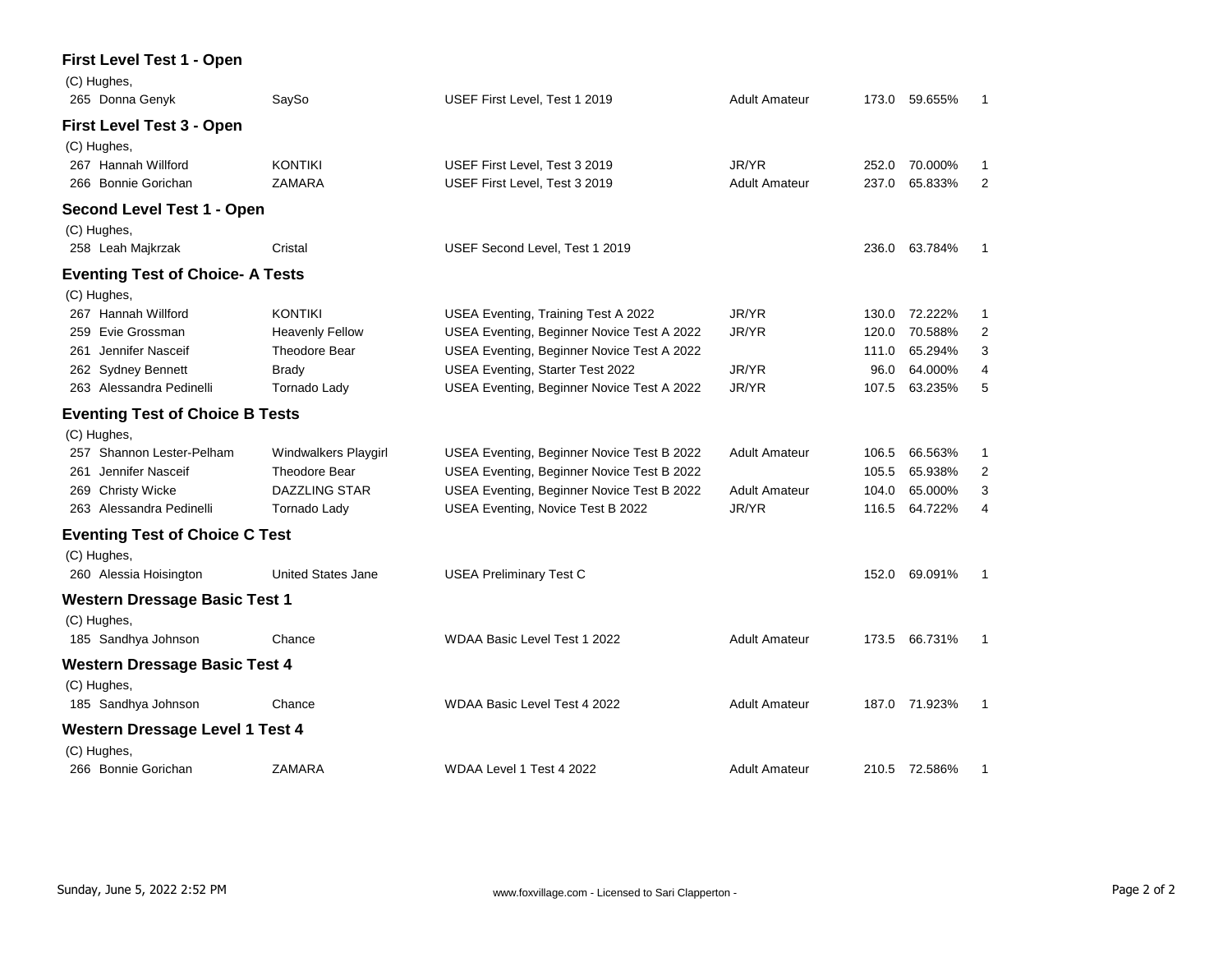### First Level Test 1 - Open

(C) Hughes,

| | | | | | | |
|---|---|---|---|---|---|---|
| 265 Donna Genyk | SaySo | USEF First Level, Test 1 2019 | Adult Amateur | 173.0 | 59.655% | 1 |

### First Level Test 3 - Open

(C) Hughes,

| | | | | | | |
|---|---|---|---|---|---|---|
| 267 Hannah Willford | KONTIKI | USEF First Level, Test 3 2019 | JR/YR | 252.0 | 70.000% | 1 |
| 266 Bonnie Gorichan | ZAMARA | USEF First Level, Test 3 2019 | Adult Amateur | 237.0 | 65.833% | 2 |

### Second Level Test 1 - Open

(C) Hughes,

| | | | | | | |
|---|---|---|---|---|---|---|
| 258 Leah Majkrzak | Cristal | USEF Second Level, Test 1 2019 | | 236.0 | 63.784% | 1 |

### Eventing Test of Choice- A Tests

(C) Hughes,

| | | | | | | |
|---|---|---|---|---|---|---|
| 267 Hannah Willford | KONTIKI | USEA Eventing, Training Test A 2022 | JR/YR | 130.0 | 72.222% | 1 |
| 259 Evie Grossman | Heavenly Fellow | USEA Eventing, Beginner Novice Test A 2022 | JR/YR | 120.0 | 70.588% | 2 |
| 261 Jennifer Nasceif | Theodore Bear | USEA Eventing, Beginner Novice Test A 2022 | | 111.0 | 65.294% | 3 |
| 262 Sydney Bennett | Brady | USEA Eventing, Starter Test 2022 | JR/YR | 96.0 | 64.000% | 4 |
| 263 Alessandra Pedinelli | Tornado Lady | USEA Eventing, Beginner Novice Test A 2022 | JR/YR | 107.5 | 63.235% | 5 |

### Eventing Test of Choice B Tests

(C) Hughes,

| | | | | | | |
|---|---|---|---|---|---|---|
| 257 Shannon Lester-Pelham | Windwalkers Playgirl | USEA Eventing, Beginner Novice Test B 2022 | Adult Amateur | 106.5 | 66.563% | 1 |
| 261 Jennifer Nasceif | Theodore Bear | USEA Eventing, Beginner Novice Test B 2022 | | 105.5 | 65.938% | 2 |
| 269 Christy Wicke | DAZZLING STAR | USEA Eventing, Beginner Novice Test B 2022 | Adult Amateur | 104.0 | 65.000% | 3 |
| 263 Alessandra Pedinelli | Tornado Lady | USEA Eventing, Novice Test B 2022 | JR/YR | 116.5 | 64.722% | 4 |

### Eventing Test of Choice C Test

(C) Hughes,

| | | | | | | |
|---|---|---|---|---|---|---|
| 260 Alessia Hoisington | United States Jane | USEA Preliminary Test C | | 152.0 | 69.091% | 1 |

### Western Dressage Basic Test 1

(C) Hughes,

| | | | | | | |
|---|---|---|---|---|---|---|
| 185 Sandhya Johnson | Chance | WDAA Basic Level Test 1 2022 | Adult Amateur | 173.5 | 66.731% | 1 |

### Western Dressage Basic Test 4

(C) Hughes,

| | | | | | | |
|---|---|---|---|---|---|---|
| 185 Sandhya Johnson | Chance | WDAA Basic Level Test 4 2022 | Adult Amateur | 187.0 | 71.923% | 1 |

### Western Dressage Level 1 Test 4

(C) Hughes,

| | | | | | | |
|---|---|---|---|---|---|---|
| 266 Bonnie Gorichan | ZAMARA | WDAA Level 1 Test 4 2022 | Adult Amateur | 210.5 | 72.586% | 1 |

Sunday, June 5, 2022 2:52 PM

www.foxvillage.com - Licensed to Sari Clapperton -